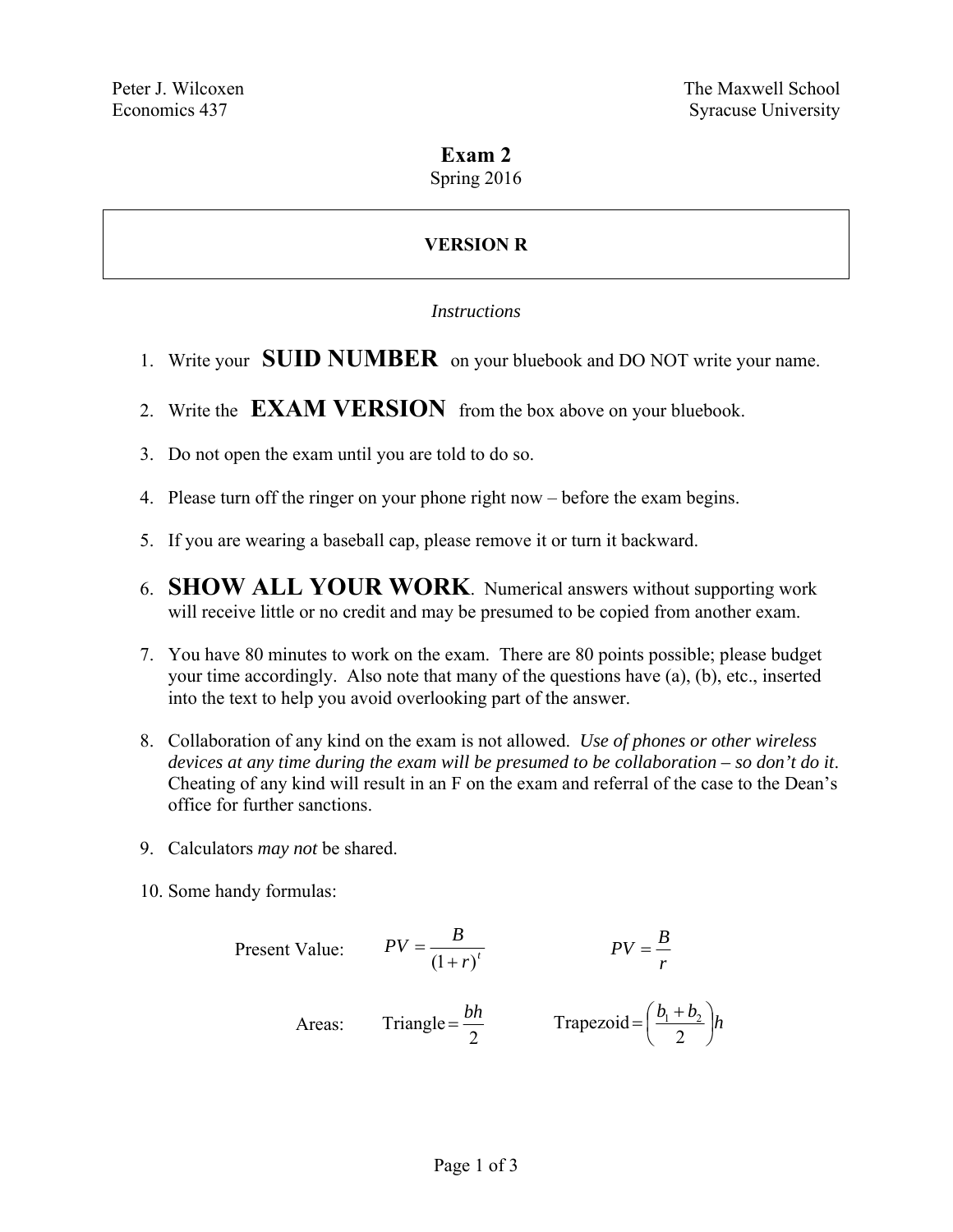Peter J. Wilcoxen
Economics 437

The Maxwell School
Syracuse University

# Exam 2

Spring 2016

**VERSION R**

*Instructions*

1. Write your **SUID NUMBER** on your bluebook and DO NOT write your name.
2. Write the **EXAM VERSION** from the box above on your bluebook.
3. Do not open the exam until you are told to do so.
4. Please turn off the ringer on your phone right now – before the exam begins.
5. If you are wearing a baseball cap, please remove it or turn it backward.
6. **SHOW ALL YOUR WORK**. Numerical answers without supporting work will receive little or no credit and may be presumed to be copied from another exam.
7. You have 80 minutes to work on the exam. There are 80 points possible; please budget your time accordingly. Also note that many of the questions have (a), (b), etc., inserted into the text to help you avoid overlooking part of the answer.
8. Collaboration of any kind on the exam is not allowed. *Use of phones or other wireless devices at any time during the exam will be presumed to be collaboration – so don't do it*. Cheating of any kind will result in an F on the exam and referral of the case to the Dean's office for further sanctions.
9. Calculators *may not* be shared.
10. Some handy formulas:

Present Value: $PV = \dfrac{B}{(1+r)^t}$ $\qquad PV = \dfrac{B}{r}$

Areas: $\text{Triangle} = \dfrac{bh}{2}$ $\qquad \text{Trapezoid} = \left(\dfrac{b_1 + b_2}{2}\right)h$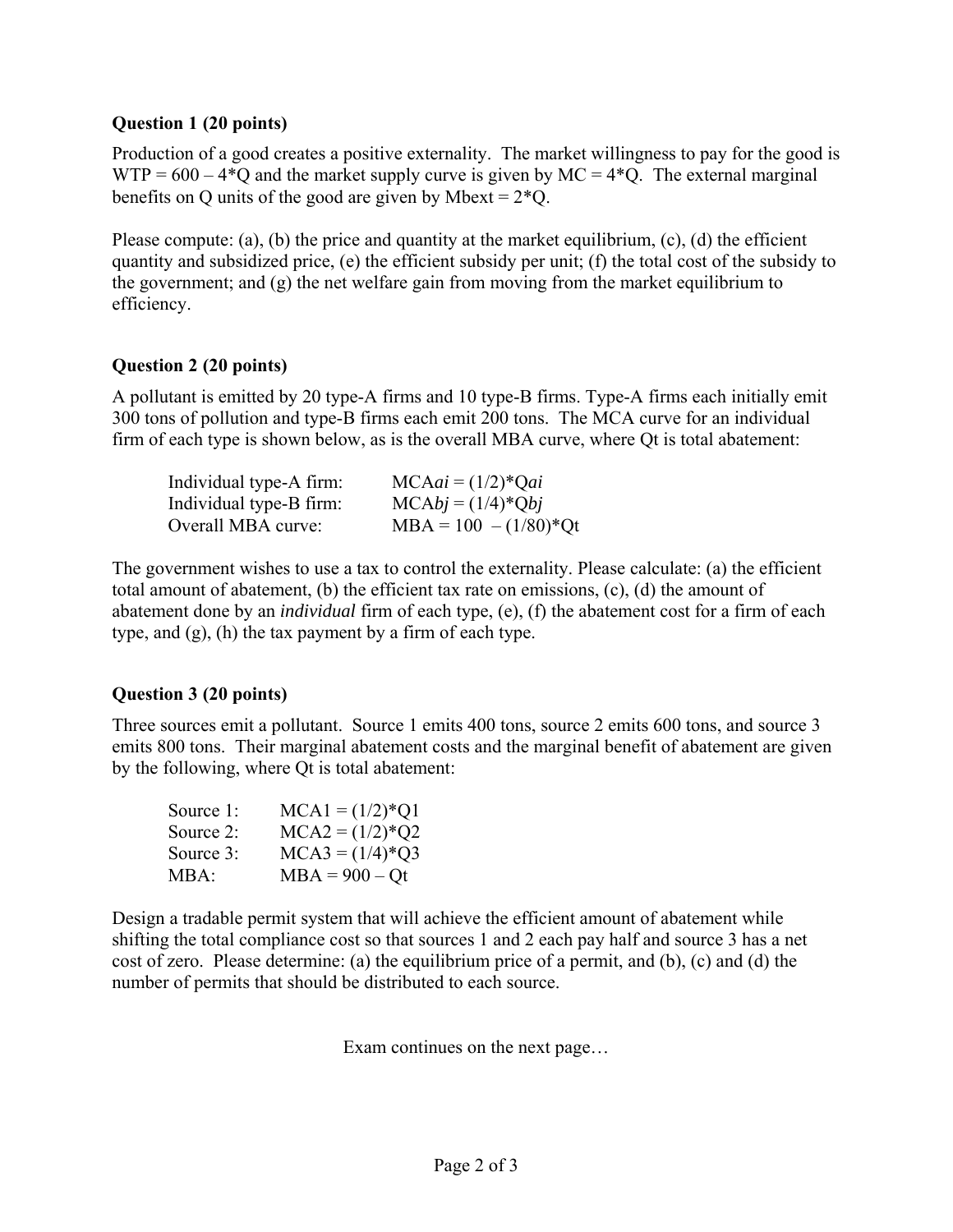**Question 1 (20 points)**

Production of a good creates a positive externality. The market willingness to pay for the good is $WTP = 600 - 4*Q$ and the market supply curve is given by $MC = 4*Q$. The external marginal benefits on Q units of the good are given by $Mbext = 2*Q$.

Please compute: (a), (b) the price and quantity at the market equilibrium, (c), (d) the efficient quantity and subsidized price, (e) the efficient subsidy per unit; (f) the total cost of the subsidy to the government; and (g) the net welfare gain from moving from the market equilibrium to efficiency.

**Question 2 (20 points)**

A pollutant is emitted by 20 type-A firms and 10 type-B firms. Type-A firms each initially emit 300 tons of pollution and type-B firms each emit 200 tons. The MCA curve for an individual firm of each type is shown below, as is the overall MBA curve, where Qt is total abatement:

| | |
|---|---|
| Individual type-A firm: | $MCA_{ai} = (1/2)*Q_{ai}$ |
| Individual type-B firm: | $MCA_{bj} = (1/4)*Q_{bj}$ |
| Overall MBA curve: | $MBA = 100 - (1/80)*Qt$ |

The government wishes to use a tax to control the externality. Please calculate: (a) the efficient total amount of abatement, (b) the efficient tax rate on emissions, (c), (d) the amount of abatement done by an *individual* firm of each type, (e), (f) the abatement cost for a firm of each type, and (g), (h) the tax payment by a firm of each type.

**Question 3 (20 points)**

Three sources emit a pollutant. Source 1 emits 400 tons, source 2 emits 600 tons, and source 3 emits 800 tons. Their marginal abatement costs and the marginal benefit of abatement are given by the following, where Qt is total abatement:

| | |
|---|---|
| Source 1: | $MCA1 = (1/2)*Q1$ |
| Source 2: | $MCA2 = (1/2)*Q2$ |
| Source 3: | $MCA3 = (1/4)*Q3$ |
| MBA: | $MBA = 900 - Qt$ |

Design a tradable permit system that will achieve the efficient amount of abatement while shifting the total compliance cost so that sources 1 and 2 each pay half and source 3 has a net cost of zero. Please determine: (a) the equilibrium price of a permit, and (b), (c) and (d) the number of permits that should be distributed to each source.

Exam continues on the next page…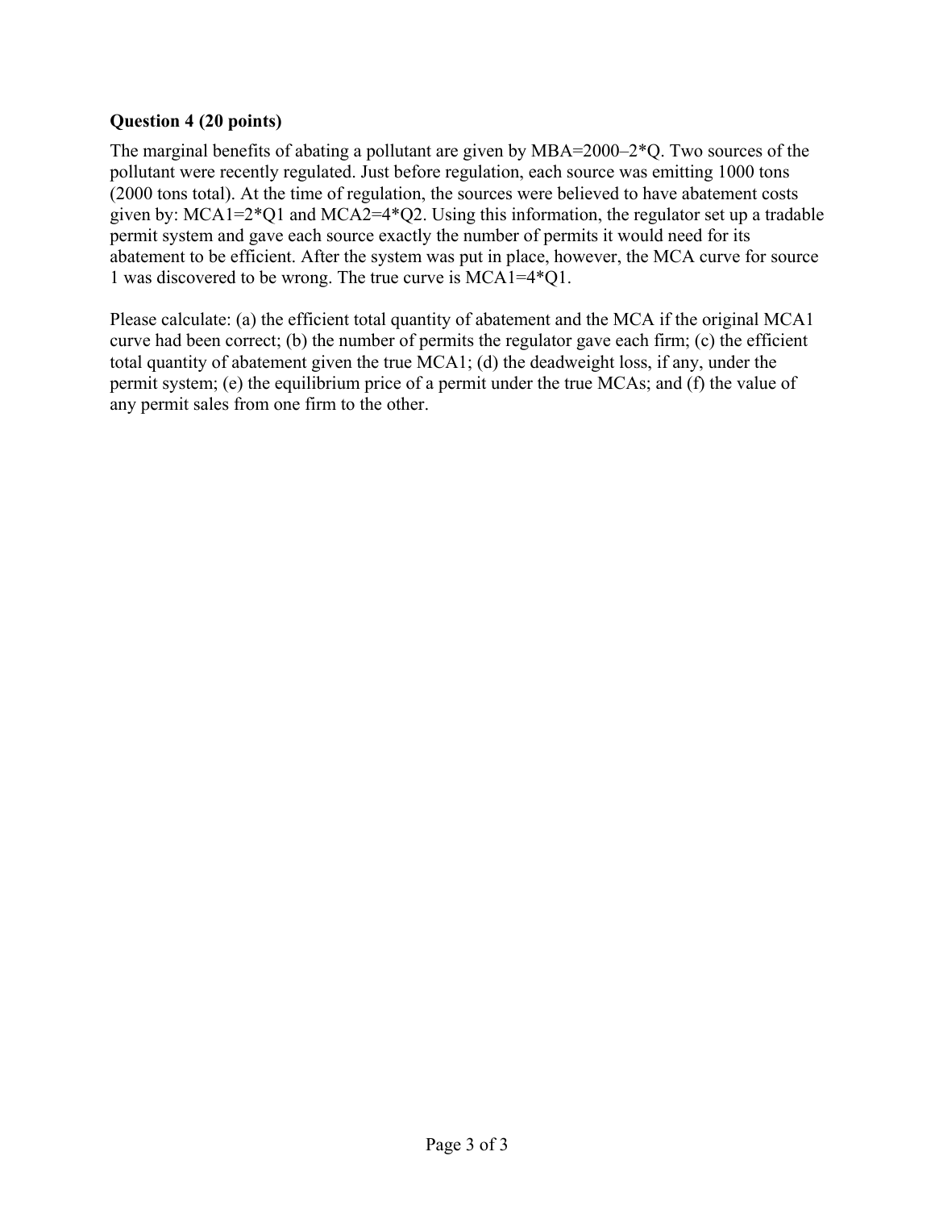**Question 4 (20 points)**

The marginal benefits of abating a pollutant are given by $MBA=2000-2*Q$. Two sources of the pollutant were recently regulated. Just before regulation, each source was emitting 1000 tons (2000 tons total). At the time of regulation, the sources were believed to have abatement costs given by: $MCA1=2*Q1$ and $MCA2=4*Q2$. Using this information, the regulator set up a tradable permit system and gave each source exactly the number of permits it would need for its abatement to be efficient. After the system was put in place, however, the MCA curve for source 1 was discovered to be wrong. The true curve is $MCA1=4*Q1$.

Please calculate: (a) the efficient total quantity of abatement and the MCA if the original MCA1 curve had been correct; (b) the number of permits the regulator gave each firm; (c) the efficient total quantity of abatement given the true MCA1; (d) the deadweight loss, if any, under the permit system; (e) the equilibrium price of a permit under the true MCAs; and (f) the value of any permit sales from one firm to the other.